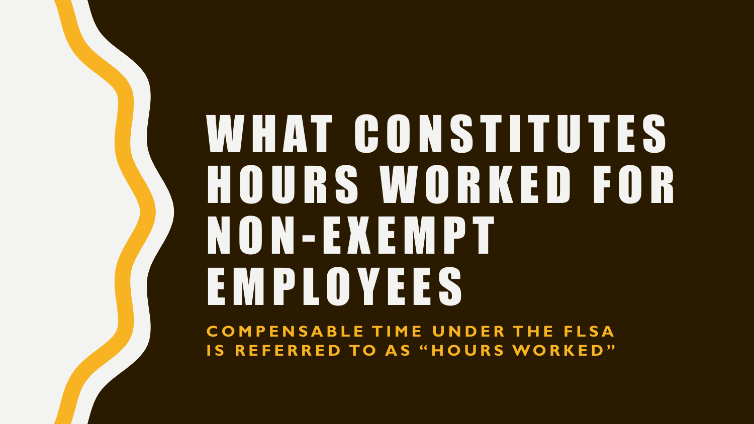# WHAT CONSTITUTES HOURS WORKED FOR NON-EXEMPT EMPLOYEES

**COMPENSABLE TIME UNDER THE FLSA IS REFERRED TO AS "HOURS WORKED"**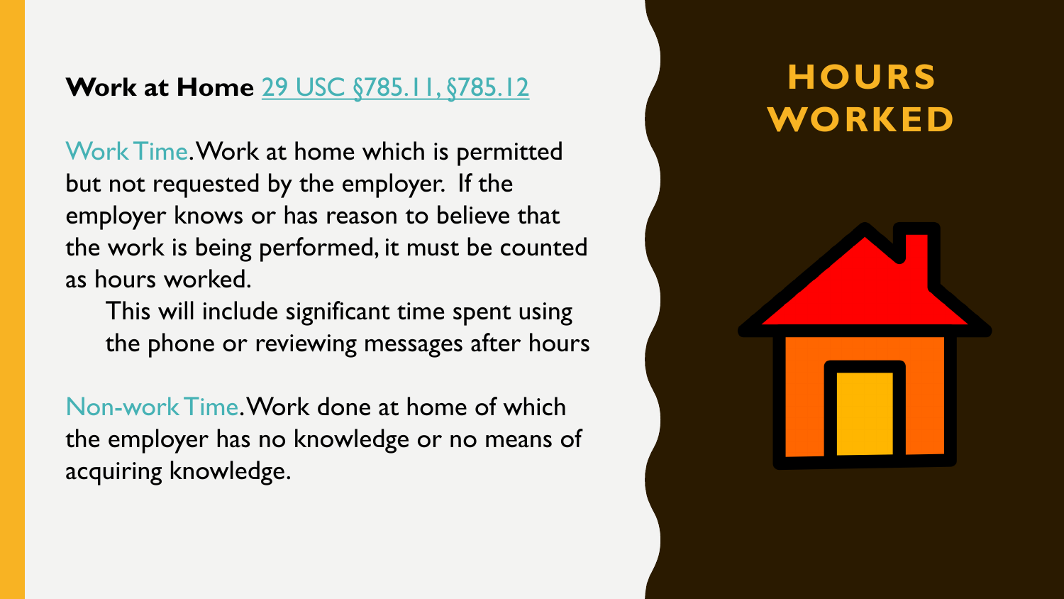# HOURS WORKED

**Work at Home** [29 USC §785.11, §785.12]

Work Time. Work at home which is permitted but not requested by the employer. If the employer knows or has reason to believe that the work is being performed, it must be counted as hours worked.

This will include significant time spent using the phone or reviewing messages after hours

Non-work Time. Work done at home of which the employer has no knowledge or no means of acquiring knowledge.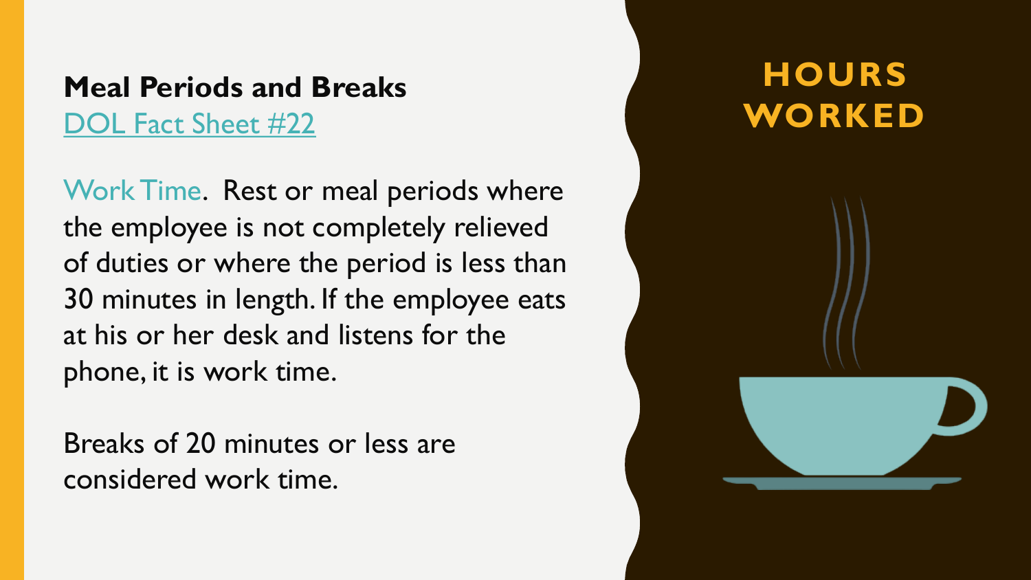# HOURS WORKED

## Meal Periods and Breaks

DOL Fact Sheet #22

Work Time. Rest or meal periods where the employee is not completely relieved of duties or where the period is less than 30 minutes in length. If the employee eats at his or her desk and listens for the phone, it is work time.

Breaks of 20 minutes or less are considered work time.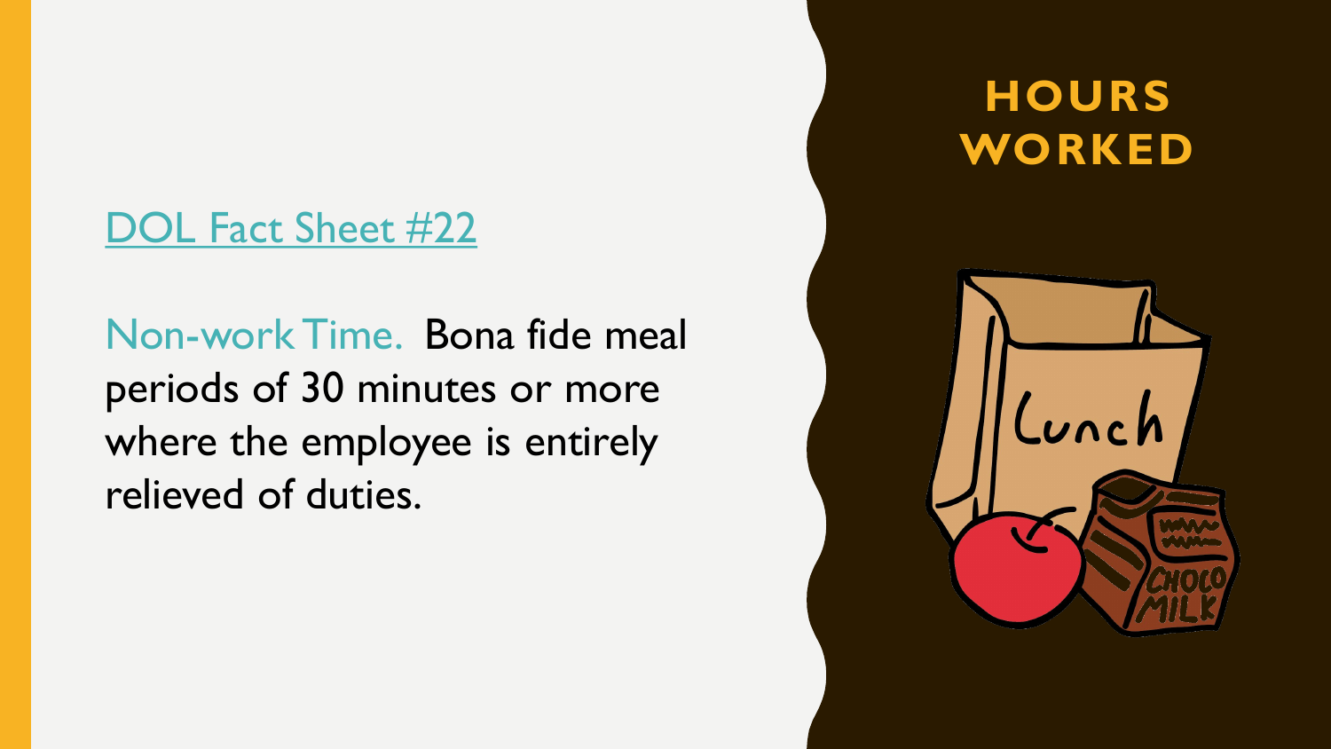# HOURS WORKED

DOL Fact Sheet #22

Non-work Time. Bona fide meal periods of 30 minutes or more where the employee is entirely relieved of duties.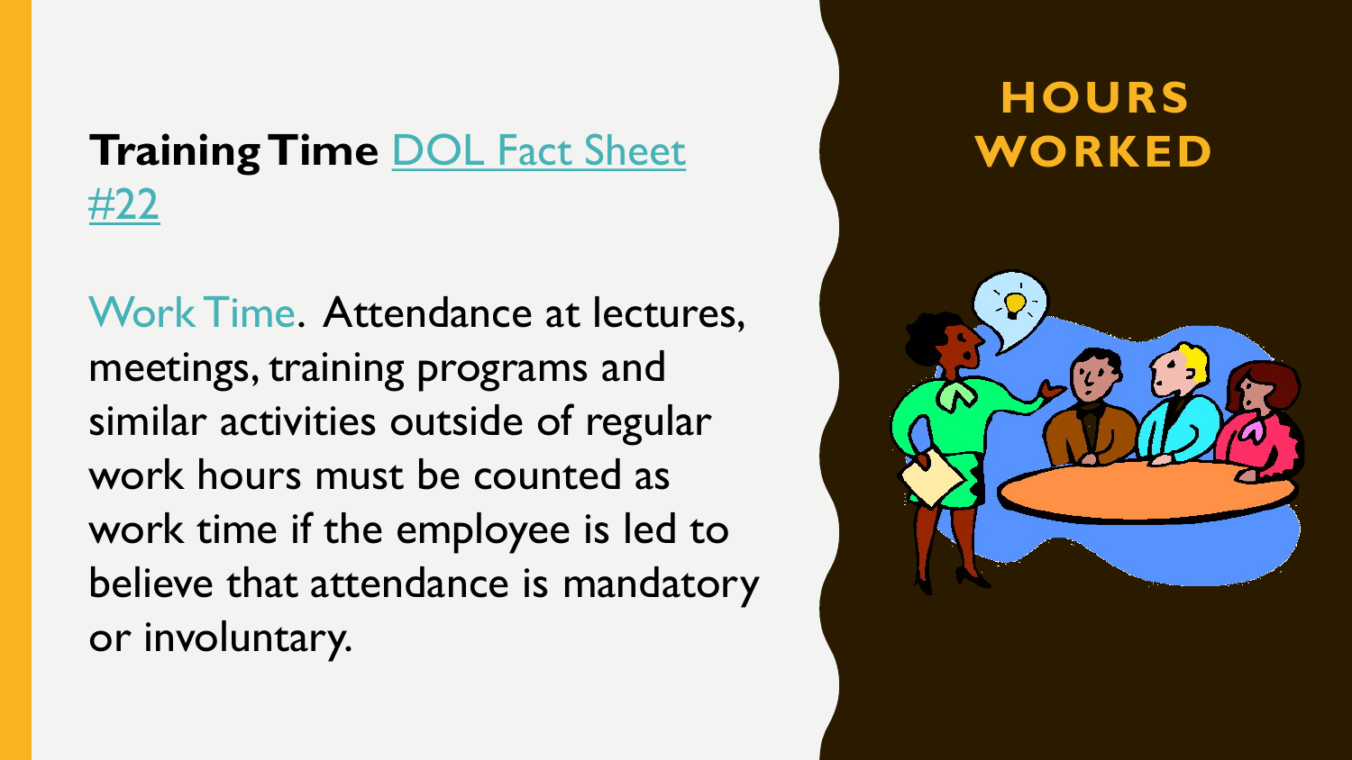# HOURS WORKED

**Training Time** DOL Fact Sheet #22

Work Time. Attendance at lectures, meetings, training programs and similar activities outside of regular work hours must be counted as work time if the employee is led to believe that attendance is mandatory or involuntary.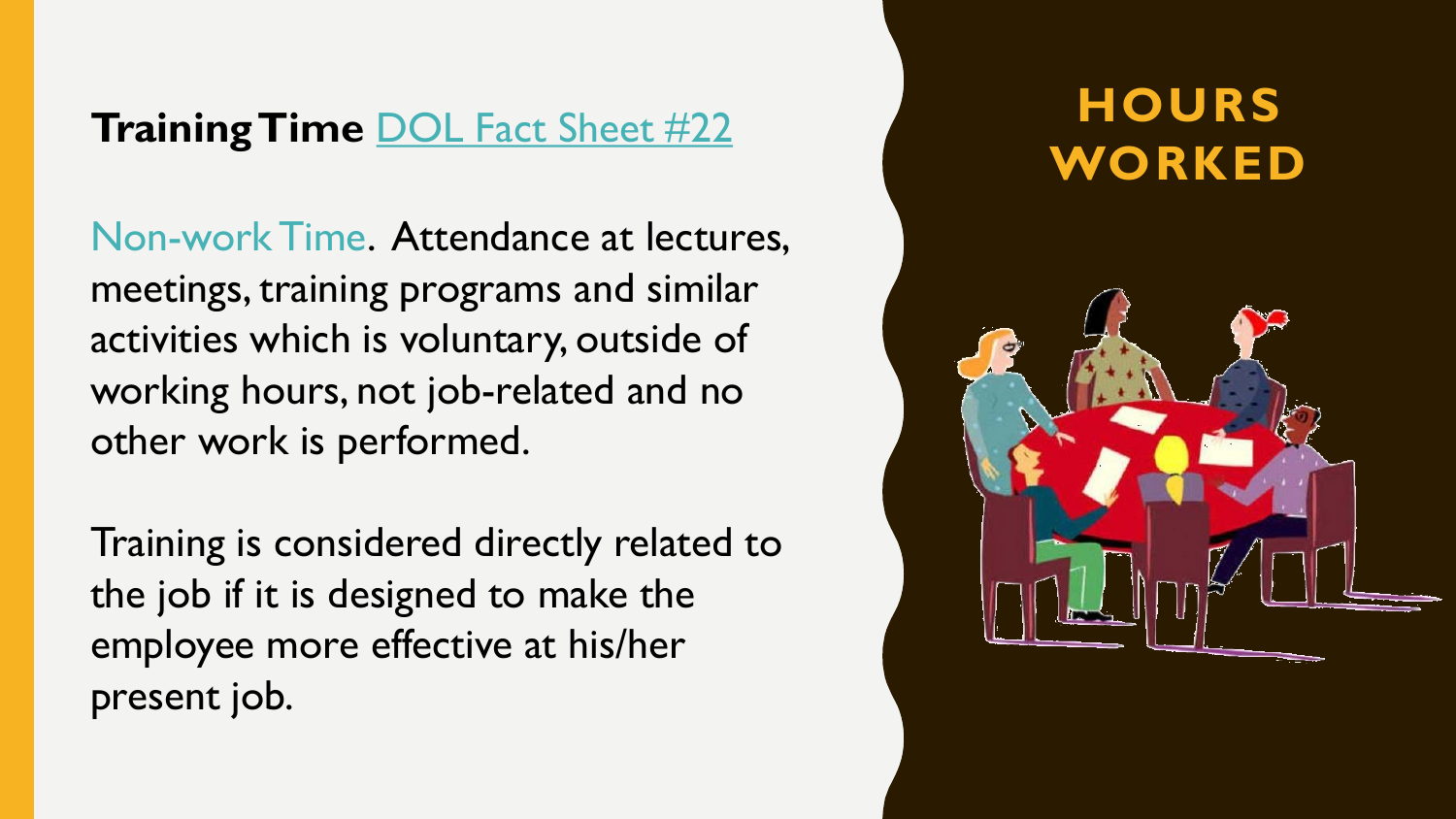# HOURS WORKED

**Training Time** [DOL Fact Sheet #22]

Non-work Time. Attendance at lectures, meetings, training programs and similar activities which is voluntary, outside of working hours, not job-related and no other work is performed.

Training is considered directly related to the job if it is designed to make the employee more effective at his/her present job.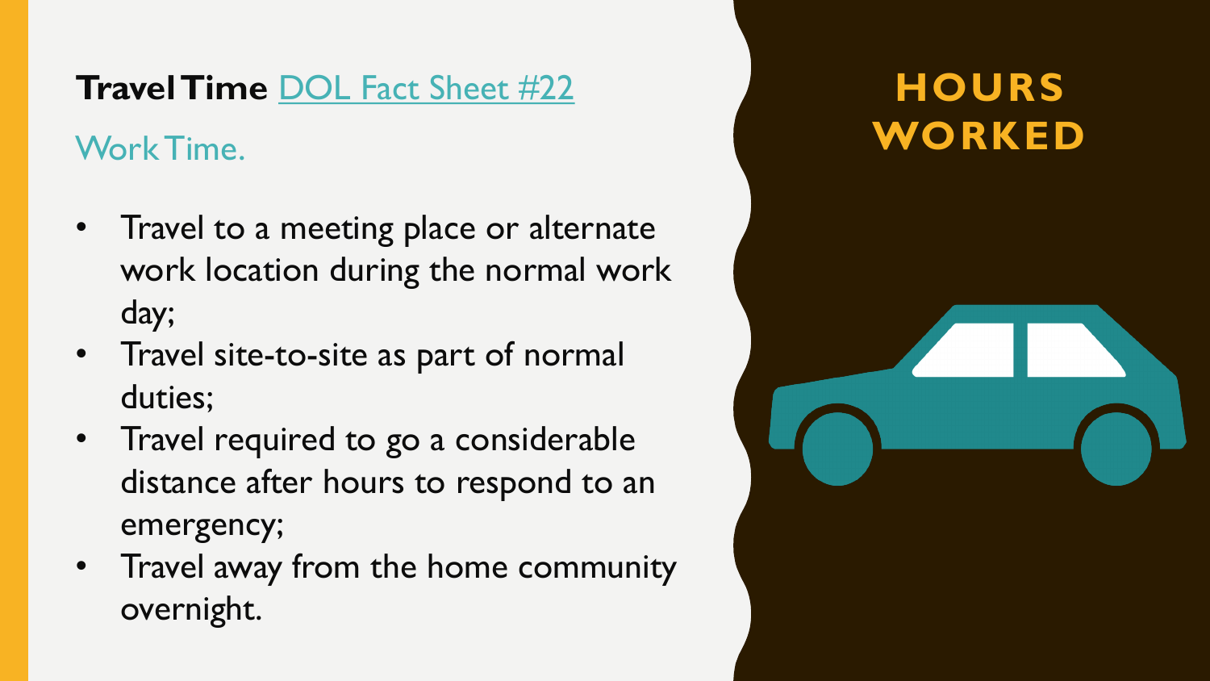# HOURS WORKED

**Travel Time** DOL Fact Sheet #22

## Work Time.

- Travel to a meeting place or alternate work location during the normal work day;
- Travel site-to-site as part of normal duties;
- Travel required to go a considerable distance after hours to respond to an emergency;
- Travel away from the home community overnight.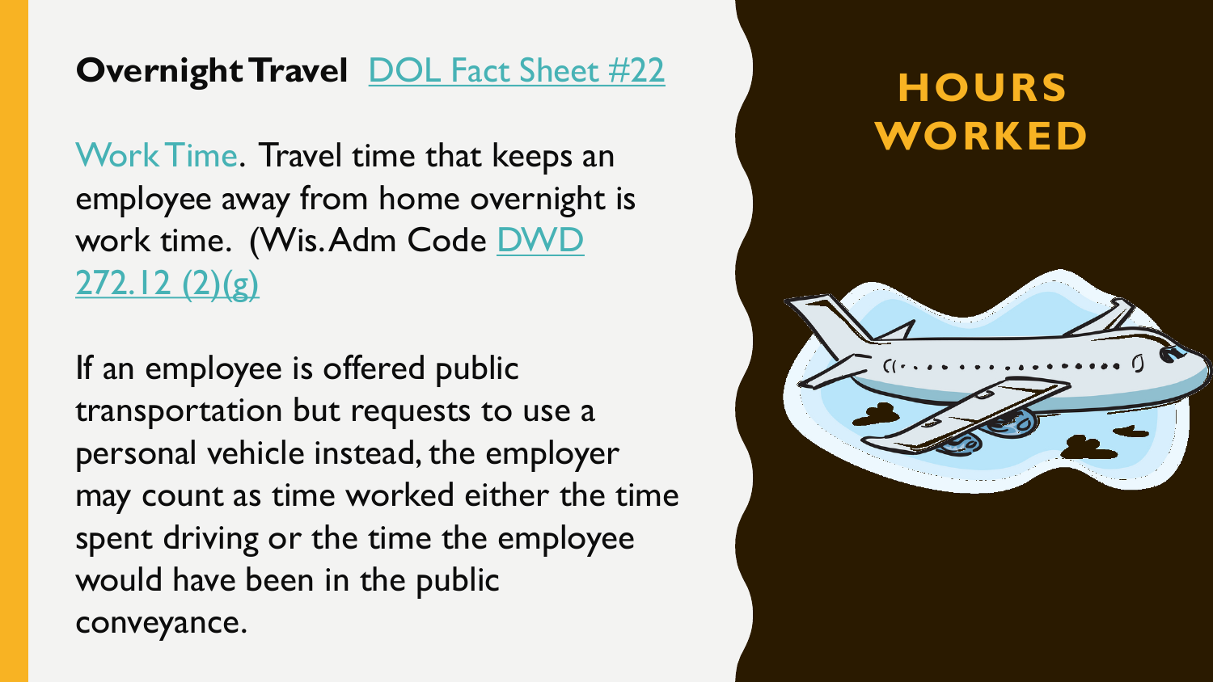# HOURS WORKED

**Overnight Travel** DOL Fact Sheet #22

Work Time. Travel time that keeps an employee away from home overnight is work time. (Wis. Adm Code DWD 272.12 (2)(g)

If an employee is offered public transportation but requests to use a personal vehicle instead, the employer may count as time worked either the time spent driving or the time the employee would have been in the public conveyance.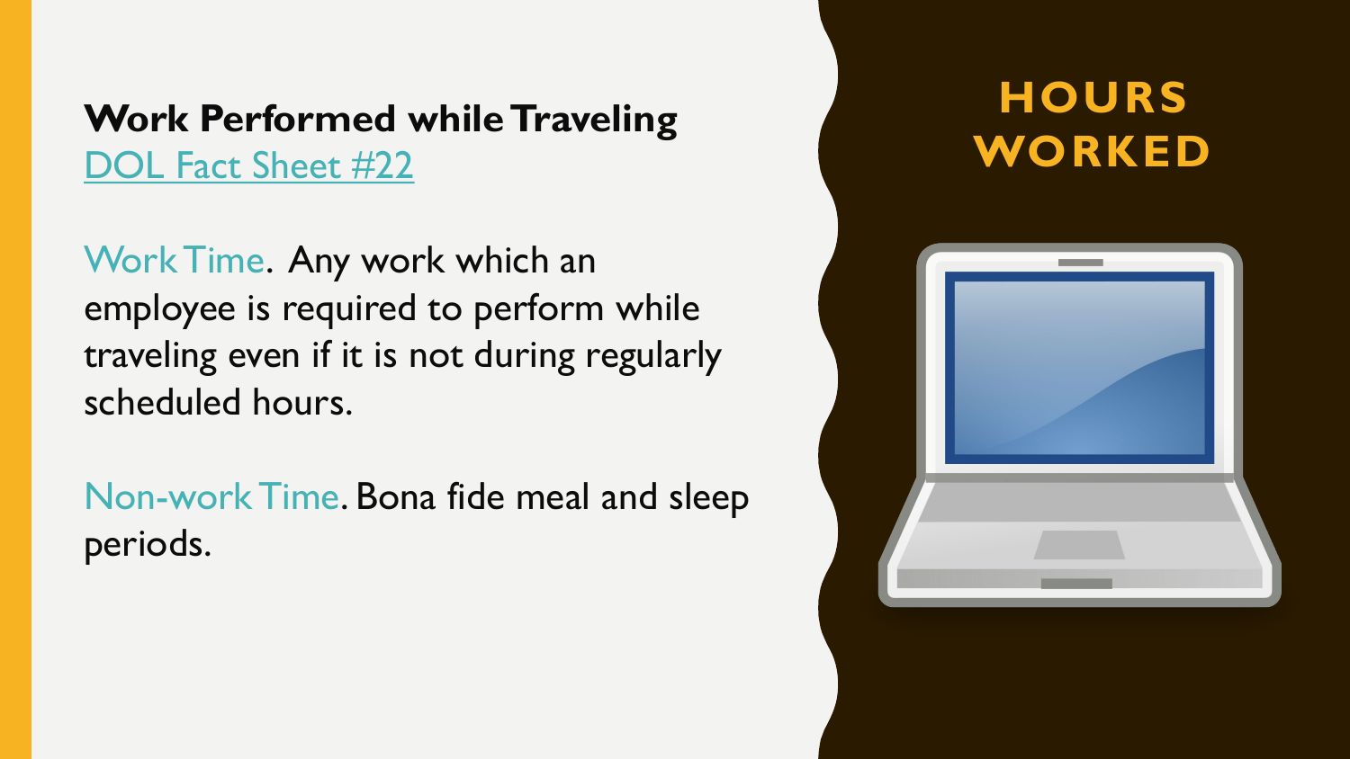# HOURS WORKED

**Work Performed while Traveling**
DOL Fact Sheet #22

Work Time. Any work which an employee is required to perform while traveling even if it is not during regularly scheduled hours.

Non-work Time. Bona fide meal and sleep periods.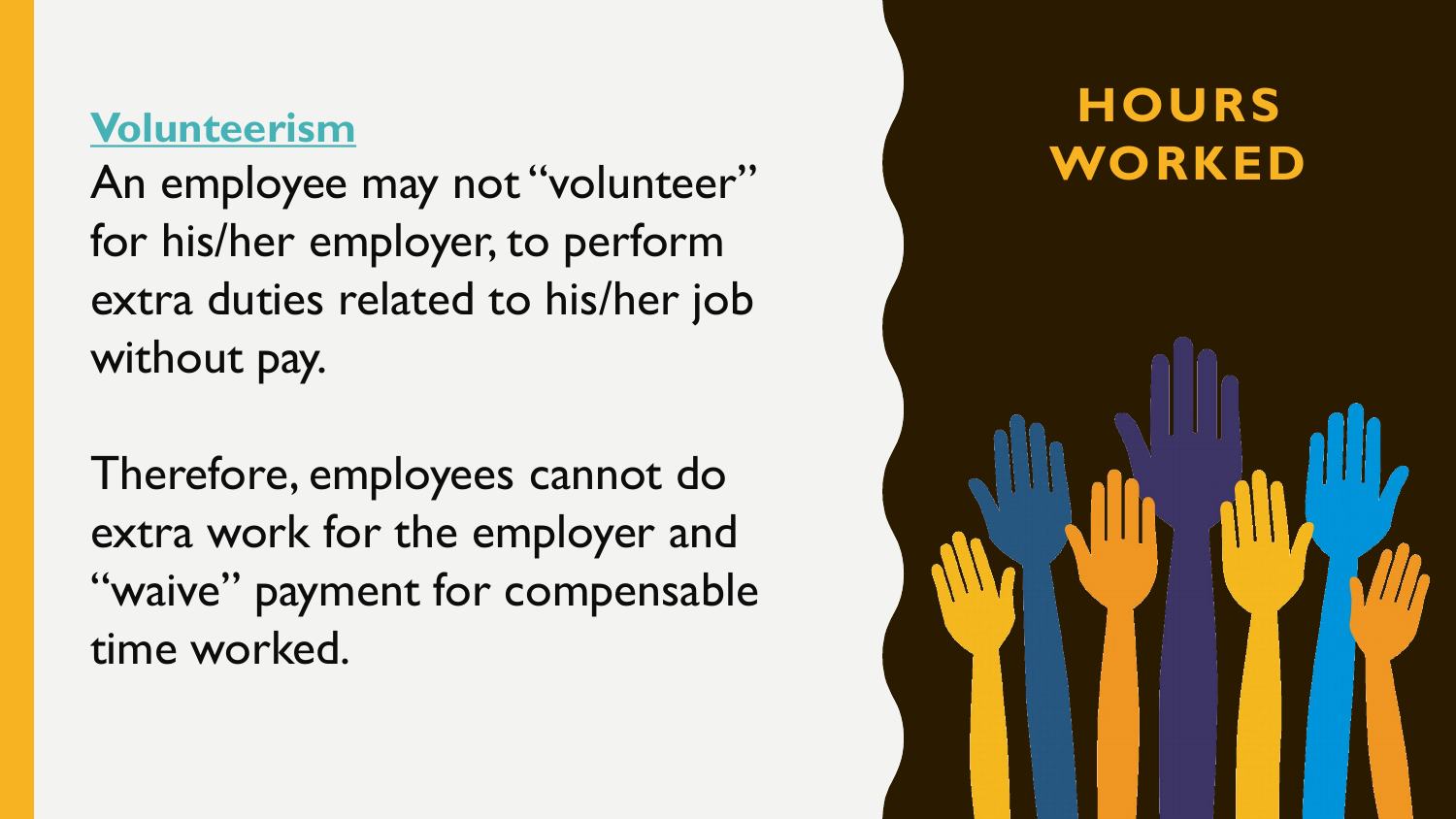# HOURS WORKED

## Volunteerism

An employee may not "volunteer" for his/her employer, to perform extra duties related to his/her job without pay.

Therefore, employees cannot do extra work for the employer and "waive" payment for compensable time worked.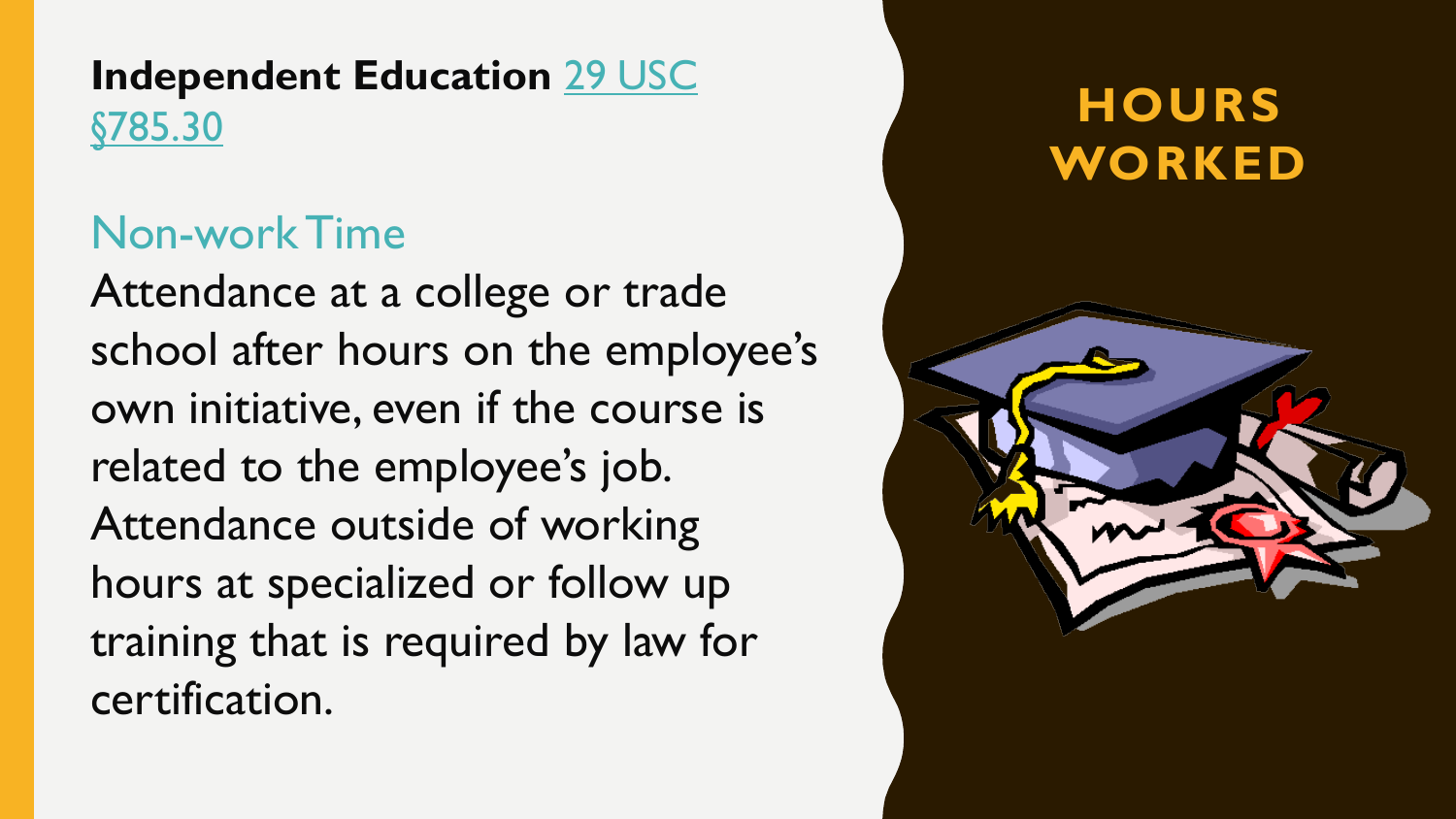# HOURS WORKED

**Independent Education** 29 USC §785.30

## Non-work Time

Attendance at a college or trade school after hours on the employee's own initiative, even if the course is related to the employee's job. Attendance outside of working hours at specialized or follow up training that is required by law for certification.